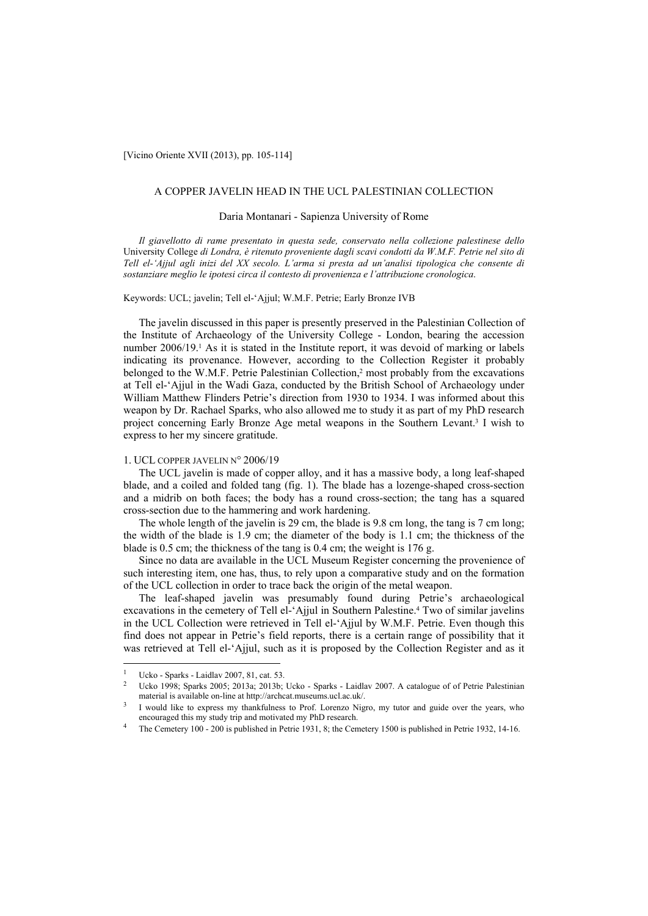[Vicino Oriente XVII (2013), pp. 105-114]

# A COPPER JAVELIN HEAD IN THE UCL PALESTINIAN COLLECTION

Daria Montanari - Sapienza University of Rome

*Il giavellotto di rame presentato in questa sede, conservato nella collezione palestinese dello* University College *di Londra, è ritenuto proveniente dagli scavi condotti da W.M.F. Petrie nel sito di Tell el-'Ajjul agli inizi del XX secolo. L'arma si presta ad un'analisi tipologica che consente di sostanziare meglio le ipotesi circa il contesto di provenienza e l'attribuzione cronologica.*

Keywords: UCL; javelin; Tell el-'Ajjul; W.M.F. Petrie; Early Bronze IVB

The javelin discussed in this paper is presently preserved in the Palestinian Collection of the Institute of Archaeology of the University College - London, bearing the accession number 2006/19.[1] As it is stated in the Institute report, it was devoid of marking or labels indicating its provenance. However, according to the Collection Register it probably belonged to the W.M.F. Petrie Palestinian Collection,[2] most probably from the excavations at Tell el-'Ajjul in the Wadi Gaza, conducted by the British School of Archaeology under William Matthew Flinders Petrie's direction from 1930 to 1934. I was informed about this weapon by Dr. Rachael Sparks, who also allowed me to study it as part of my PhD research project concerning Early Bronze Age metal weapons in the Southern Levant.[3] I wish to express to her my sincere gratitude.

## 1. UCL COPPER JAVELIN N° 2006/19

The UCL javelin is made of copper alloy, and it has a massive body, a long leaf-shaped blade, and a coiled and folded tang (fig. 1). The blade has a lozenge-shaped cross-section and a midrib on both faces; the body has a round cross-section; the tang has a squared cross-section due to the hammering and work hardening.

The whole length of the javelin is 29 cm, the blade is 9.8 cm long, the tang is 7 cm long; the width of the blade is 1.9 cm; the diameter of the body is 1.1 cm; the thickness of the blade is 0.5 cm; the thickness of the tang is 0.4 cm; the weight is 176 g.

Since no data are available in the UCL Museum Register concerning the provenience of such interesting item, one has, thus, to rely upon a comparative study and on the formation of the UCL collection in order to trace back the origin of the metal weapon.

The leaf-shaped javelin was presumably found during Petrie's archaeological excavations in the cemetery of Tell el-'Ajjul in Southern Palestine.[4] Two of similar javelins in the UCL Collection were retrieved in Tell el-'Ajjul by W.M.F. Petrie. Even though this find does not appear in Petrie's field reports, there is a certain range of possibility that it was retrieved at Tell el-'Ajjul, such as it is proposed by the Collection Register and as it

---

1. Ucko - Sparks - Laidlav 2007, 81, cat. 53.
2. Ucko 1998; Sparks 2005; 2013a; 2013b; Ucko - Sparks - Laidlav 2007. A catalogue of of Petrie Palestinian material is available on-line at http://archcat.museums.ucl.ac.uk/.
3. I would like to express my thankfulness to Prof. Lorenzo Nigro, my tutor and guide over the years, who encouraged this my study trip and motivated my PhD research.
4. The Cemetery 100 - 200 is published in Petrie 1931, 8; the Cemetery 1500 is published in Petrie 1932, 14-16.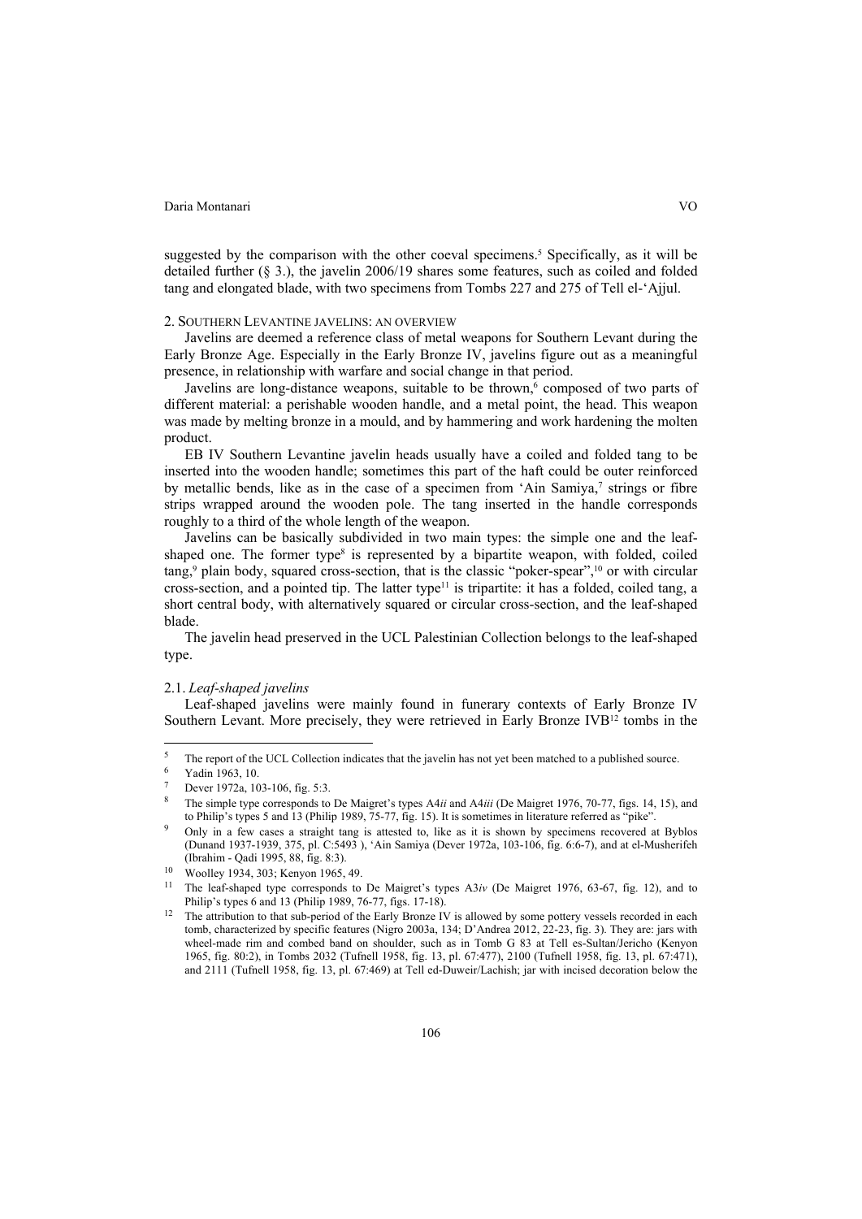suggested by the comparison with the other coeval specimens.[5] Specifically, as it will be detailed further (§ 3.), the javelin 2006/19 shares some features, such as coiled and folded tang and elongated blade, with two specimens from Tombs 227 and 275 of Tell el-'Ajjul.

## 2. Southern Levantine javelins: an overview

Javelins are deemed a reference class of metal weapons for Southern Levant during the Early Bronze Age. Especially in the Early Bronze IV, javelins figure out as a meaningful presence, in relationship with warfare and social change in that period.

Javelins are long-distance weapons, suitable to be thrown,[6] composed of two parts of different material: a perishable wooden handle, and a metal point, the head. This weapon was made by melting bronze in a mould, and by hammering and work hardening the molten product.

EB IV Southern Levantine javelin heads usually have a coiled and folded tang to be inserted into the wooden handle; sometimes this part of the haft could be outer reinforced by metallic bends, like as in the case of a specimen from 'Ain Samiya,[7] strings or fibre strips wrapped around the wooden pole. The tang inserted in the handle corresponds roughly to a third of the whole length of the weapon.

Javelins can be basically subdivided in two main types: the simple one and the leaf-shaped one. The former type[8] is represented by a bipartite weapon, with folded, coiled tang,[9] plain body, squared cross-section, that is the classic "poker-spear",[10] or with circular cross-section, and a pointed tip. The latter type[11] is tripartite: it has a folded, coiled tang, a short central body, with alternatively squared or circular cross-section, and the leaf-shaped blade.

The javelin head preserved in the UCL Palestinian Collection belongs to the leaf-shaped type.

### 2.1. *Leaf-shaped javelins*

Leaf-shaped javelins were mainly found in funerary contexts of Early Bronze IV Southern Levant. More precisely, they were retrieved in Early Bronze IVB[12] tombs in the

---

[5] The report of the UCL Collection indicates that the javelin has not yet been matched to a published source.

[6] Yadin 1963, 10.

[7] Dever 1972a, 103-106, fig. 5:3.

[8] The simple type corresponds to De Maigret's types A4*ii* and A4*iii* (De Maigret 1976, 70-77, figs. 14, 15), and to Philip's types 5 and 13 (Philip 1989, 75-77, fig. 15). It is sometimes in literature referred as "pike".

[9] Only in a few cases a straight tang is attested to, like as it is shown by specimens recovered at Byblos (Dunand 1937-1939, 375, pl. C:5493 ), 'Ain Samiya (Dever 1972a, 103-106, fig. 6:6-7), and at el-Musherifeh (Ibrahim - Qadi 1995, 88, fig. 8:3).

[10] Woolley 1934, 303; Kenyon 1965, 49.

[11] The leaf-shaped type corresponds to De Maigret's types A3*iv* (De Maigret 1976, 63-67, fig. 12), and to Philip's types 6 and 13 (Philip 1989, 76-77, figs. 17-18).

[12] The attribution to that sub-period of the Early Bronze IV is allowed by some pottery vessels recorded in each tomb, characterized by specific features (Nigro 2003a, 134; D'Andrea 2012, 22-23, fig. 3). They are: jars with wheel-made rim and combed band on shoulder, such as in Tomb G 83 at Tell es-Sultan/Jericho (Kenyon 1965, fig. 80:2), in Tombs 2032 (Tufnell 1958, fig. 13, pl. 67:477), 2100 (Tufnell 1958, fig. 13, pl. 67:471), and 2111 (Tufnell 1958, fig. 13, pl. 67:469) at Tell ed-Duweir/Lachish; jar with incised decoration below the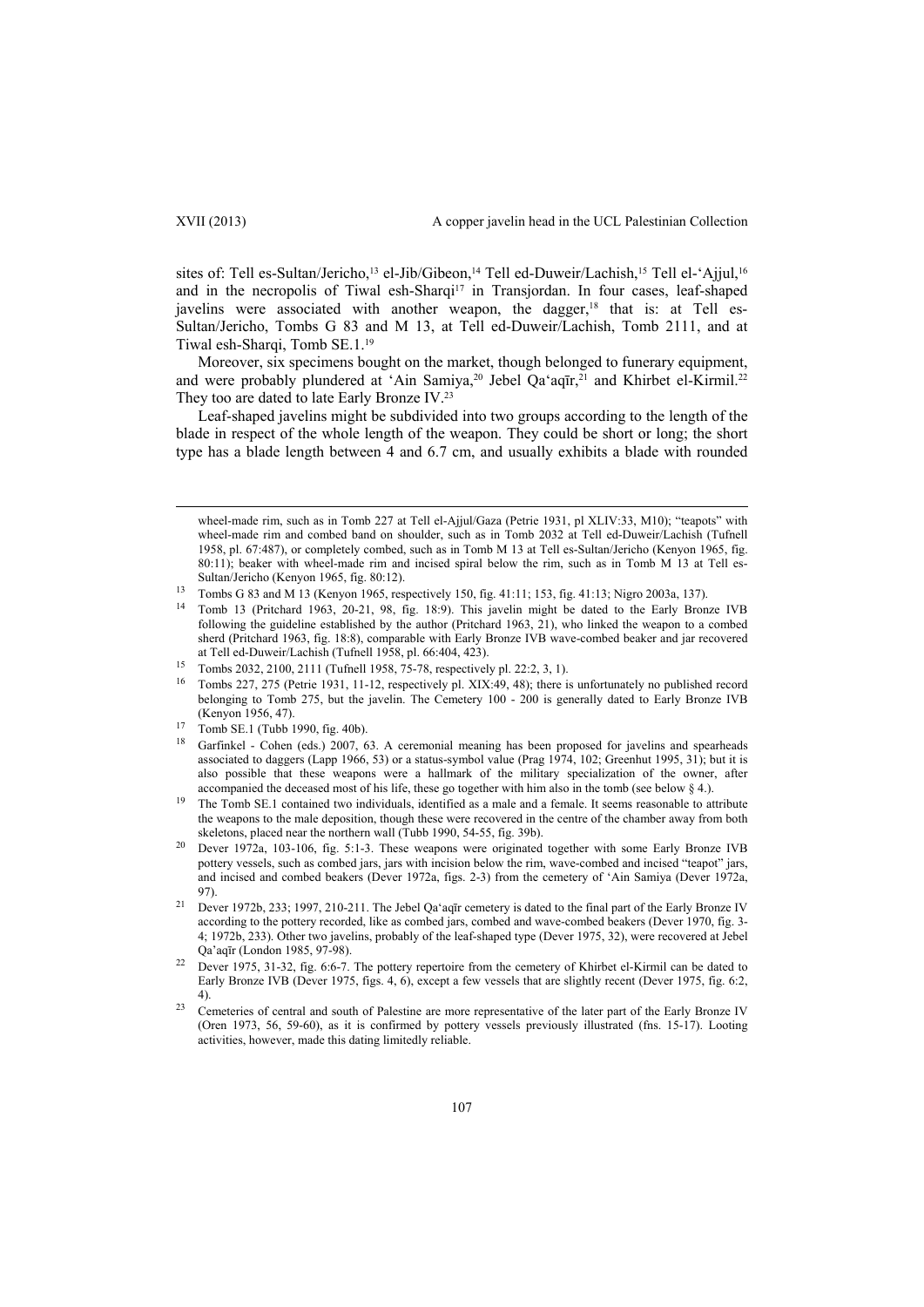sites of: Tell es-Sultan/Jericho,[13] el-Jib/Gibeon,[14] Tell ed-Duweir/Lachish,[15] Tell el-'Ajjul,[16] and in the necropolis of Tiwal esh-Sharqi[17] in Transjordan. In four cases, leaf-shaped javelins were associated with another weapon, the dagger,[18] that is: at Tell es-Sultan/Jericho, Tombs G 83 and M 13, at Tell ed-Duweir/Lachish, Tomb 2111, and at Tiwal esh-Sharqi, Tomb SE.1.[19]

Moreover, six specimens bought on the market, though belonged to funerary equipment, and were probably plundered at 'Ain Samiya,[20] Jebel Qa'aqīr,[21] and Khirbet el-Kirmil.[22] They too are dated to late Early Bronze IV.[23]

Leaf-shaped javelins might be subdivided into two groups according to the length of the blade in respect of the whole length of the weapon. They could be short or long; the short type has a blade length between 4 and 6.7 cm, and usually exhibits a blade with rounded

---

wheel-made rim, such as in Tomb 227 at Tell el-Ajjul/Gaza (Petrie 1931, pl XLIV:33, M10); "teapots" with wheel-made rim and combed band on shoulder, such as in Tomb 2032 at Tell ed-Duweir/Lachish (Tufnell 1958, pl. 67:487), or completely combed, such as in Tomb M 13 at Tell es-Sultan/Jericho (Kenyon 1965, fig. 80:11); beaker with wheel-made rim and incised spiral below the rim, such as in Tomb M 13 at Tell es-Sultan/Jericho (Kenyon 1965, fig. 80:12).

[13] Tombs G 83 and M 13 (Kenyon 1965, respectively 150, fig. 41:11; 153, fig. 41:13; Nigro 2003a, 137).

[14] Tomb 13 (Pritchard 1963, 20-21, 98, fig. 18:9). This javelin might be dated to the Early Bronze IVB following the guideline established by the author (Pritchard 1963, 21), who linked the weapon to a combed sherd (Pritchard 1963, fig. 18:8), comparable with Early Bronze IVB wave-combed beaker and jar recovered at Tell ed-Duweir/Lachish (Tufnell 1958, pl. 66:404, 423).

[15] Tombs 2032, 2100, 2111 (Tufnell 1958, 75-78, respectively pl. 22:2, 3, 1).

[16] Tombs 227, 275 (Petrie 1931, 11-12, respectively pl. XIX:49, 48); there is unfortunately no published record belonging to Tomb 275, but the javelin. The Cemetery 100 - 200 is generally dated to Early Bronze IVB (Kenyon 1956, 47).

[17] Tomb SE.1 (Tubb 1990, fig. 40b).

[18] Garfinkel - Cohen (eds.) 2007, 63. A ceremonial meaning has been proposed for javelins and spearheads associated to daggers (Lapp 1966, 53) or a status-symbol value (Prag 1974, 102; Greenhut 1995, 31); but it is also possible that these weapons were a hallmark of the military specialization of the owner, after accompanied the deceased most of his life, these go together with him also in the tomb (see below § 4.).

[19] The Tomb SE.1 contained two individuals, identified as a male and a female. It seems reasonable to attribute the weapons to the male deposition, though these were recovered in the centre of the chamber away from both skeletons, placed near the northern wall (Tubb 1990, 54-55, fig. 39b).

[20] Dever 1972a, 103-106, fig. 5:1-3. These weapons were originated together with some Early Bronze IVB pottery vessels, such as combed jars, jars with incision below the rim, wave-combed and incised "teapot" jars, and incised and combed beakers (Dever 1972a, figs. 2-3) from the cemetery of 'Ain Samiya (Dever 1972a, 97).

[21] Dever 1972b, 233; 1997, 210-211. The Jebel Qa'aqīr cemetery is dated to the final part of the Early Bronze IV according to the pottery recorded, like as combed jars, combed and wave-combed beakers (Dever 1970, fig. 3-4; 1972b, 233). Other two javelins, probably of the leaf-shaped type (Dever 1975, 32), were recovered at Jebel Qa'aqīr (London 1985, 97-98).

[22] Dever 1975, 31-32, fig. 6:6-7. The pottery repertoire from the cemetery of Khirbet el-Kirmil can be dated to Early Bronze IVB (Dever 1975, figs. 4, 6), except a few vessels that are slightly recent (Dever 1975, fig. 6:2, 4).

[23] Cemeteries of central and south of Palestine are more representative of the later part of the Early Bronze IV (Oren 1973, 56, 59-60), as it is confirmed by pottery vessels previously illustrated (fns. 15-17). Looting activities, however, made this dating limitedly reliable.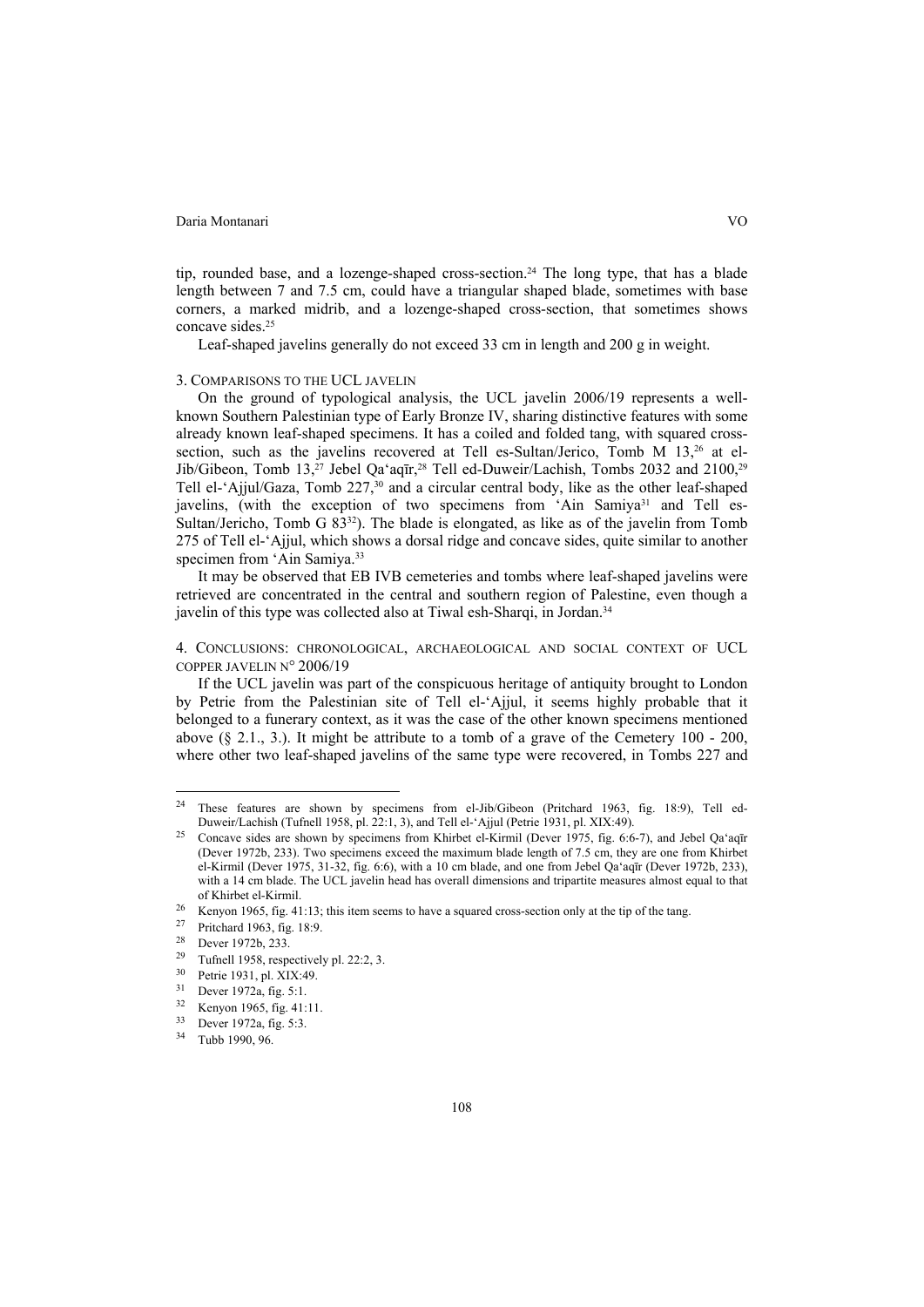tip, rounded base, and a lozenge-shaped cross-section.[24] The long type, that has a blade length between 7 and 7.5 cm, could have a triangular shaped blade, sometimes with base corners, a marked midrib, and a lozenge-shaped cross-section, that sometimes shows concave sides.[25]

Leaf-shaped javelins generally do not exceed 33 cm in length and 200 g in weight.

## 3. Comparisons to the UCL javelin

On the ground of typological analysis, the UCL javelin 2006/19 represents a well-known Southern Palestinian type of Early Bronze IV, sharing distinctive features with some already known leaf-shaped specimens. It has a coiled and folded tang, with squared cross-section, such as the javelins recovered at Tell es-Sultan/Jerico, Tomb M 13,[26] at el-Jib/Gibeon, Tomb 13,[27] Jebel Qa'aqīr,[28] Tell ed-Duweir/Lachish, Tombs 2032 and 2100,[29] Tell el-'Ajjul/Gaza, Tomb 227,[30] and a circular central body, like as the other leaf-shaped javelins, (with the exception of two specimens from 'Ain Samiya[31] and Tell es-Sultan/Jericho, Tomb G 83[32]). The blade is elongated, as like as of the javelin from Tomb 275 of Tell el-'Ajjul, which shows a dorsal ridge and concave sides, quite similar to another specimen from 'Ain Samiya.[33]

It may be observed that EB IVB cemeteries and tombs where leaf-shaped javelins were retrieved are concentrated in the central and southern region of Palestine, even though a javelin of this type was collected also at Tiwal esh-Sharqi, in Jordan.[34]

## 4. Conclusions: chronological, archaeological and social context of UCL copper javelin n° 2006/19

If the UCL javelin was part of the conspicuous heritage of antiquity brought to London by Petrie from the Palestinian site of Tell el-'Ajjul, it seems highly probable that it belonged to a funerary context, as it was the case of the other known specimens mentioned above (§ 2.1., 3.). It might be attribute to a tomb of a grave of the Cemetery 100 - 200, where other two leaf-shaped javelins of the same type were recovered, in Tombs 227 and

---

[24] These features are shown by specimens from el-Jib/Gibeon (Pritchard 1963, fig. 18:9), Tell ed-Duweir/Lachish (Tufnell 1958, pl. 22:1, 3), and Tell el-'Ajjul (Petrie 1931, pl. XIX:49).

[25] Concave sides are shown by specimens from Khirbet el-Kirmil (Dever 1975, fig. 6:6-7), and Jebel Qa'aqīr (Dever 1972b, 233). Two specimens exceed the maximum blade length of 7.5 cm, they are one from Khirbet el-Kirmil (Dever 1975, 31-32, fig. 6:6), with a 10 cm blade, and one from Jebel Qa'aqīr (Dever 1972b, 233), with a 14 cm blade. The UCL javelin head has overall dimensions and tripartite measures almost equal to that of Khirbet el-Kirmil.

[26] Kenyon 1965, fig. 41:13; this item seems to have a squared cross-section only at the tip of the tang.

[27] Pritchard 1963, fig. 18:9.

[28] Dever 1972b, 233.

[29] Tufnell 1958, respectively pl. 22:2, 3.

[30] Petrie 1931, pl. XIX:49.

[31] Dever 1972a, fig. 5:1.

[32] Kenyon 1965, fig. 41:11.

[33] Dever 1972a, fig. 5:3.

[34] Tubb 1990, 96.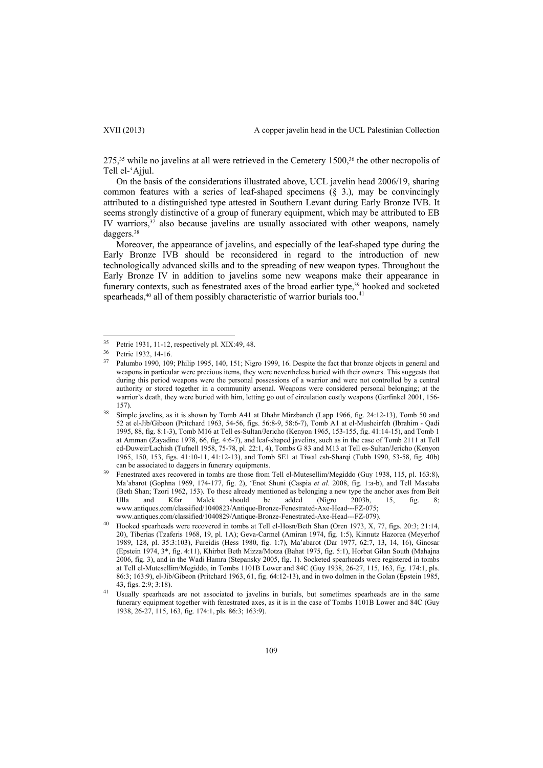275,[35] while no javelins at all were retrieved in the Cemetery 1500,[36] the other necropolis of Tell el-'Ajjul.

On the basis of the considerations illustrated above, UCL javelin head 2006/19, sharing common features with a series of leaf-shaped specimens (§ 3.), may be convincingly attributed to a distinguished type attested in Southern Levant during Early Bronze IVB. It seems strongly distinctive of a group of funerary equipment, which may be attributed to EB IV warriors,[37] also because javelins are usually associated with other weapons, namely daggers.[38]

Moreover, the appearance of javelins, and especially of the leaf-shaped type during the Early Bronze IVB should be reconsidered in regard to the introduction of new technologically advanced skills and to the spreading of new weapon types. Throughout the Early Bronze IV in addition to javelins some new weapons make their appearance in funerary contexts, such as fenestrated axes of the broad earlier type,[39] hooked and socketed spearheads,[40] all of them possibly characteristic of warrior burials too.[41]

---

[35] Petrie 1931, 11-12, respectively pl. XIX:49, 48.

[36] Petrie 1932, 14-16.

[37] Palumbo 1990, 109; Philip 1995, 140, 151; Nigro 1999, 16. Despite the fact that bronze objects in general and weapons in particular were precious items, they were nevertheless buried with their owners. This suggests that during this period weapons were the personal possessions of a warrior and were not controlled by a central authority or stored together in a community arsenal. Weapons were considered personal belonging; at the warrior's death, they were buried with him, letting go out of circulation costly weapons (Garfinkel 2001, 156-157).

[38] Simple javelins, as it is shown by Tomb A41 at Dhahr Mirzbaneh (Lapp 1966, fig. 24:12-13), Tomb 50 and 52 at el-Jib/Gibeon (Pritchard 1963, 54-56, figs. 56:8-9, 58:6-7), Tomb A1 at el-Musheirfeh (Ibrahim - Qadi 1995, 88, fig. 8:1-3), Tomb M16 at Tell es-Sultan/Jericho (Kenyon 1965, 153-155, fig. 41:14-15), and Tomb 1 at Amman (Zayadine 1978, 66, fig. 4:6-7), and leaf-shaped javelins, such as in the case of Tomb 2111 at Tell ed-Duweir/Lachish (Tufnell 1958, 75-78, pl. 22:1, 4), Tombs G 83 and M13 at Tell es-Sultan/Jericho (Kenyon 1965, 150, 153, figs. 41:10-11, 41:12-13), and Tomb SE1 at Tiwal esh-Sharqi (Tubb 1990, 53-58, fig. 40b) can be associated to daggers in funerary equipments.

[39] Fenestrated axes recovered in tombs are those from Tell el-Mutesellim/Megiddo (Guy 1938, 115, pl. 163:8), Ma'abarot (Gophna 1969, 174-177, fig. 2), 'Enot Shuni (Caspia *et al*. 2008, fig. 1:a-b), and Tell Mastaba (Beth Shan; Tzori 1962, 153). To these already mentioned as belonging a new type the anchor axes from Beit Ulla and Kfar Malek should be added (Nigro 2003b, 15, fig. 8; www.antiques.com/classified/1040823/Antique-Bronze-Fenestrated-Axe-Head---FZ-075; www.antiques.com/classified/1040829/Antique-Bronze-Fenestrated-Axe-Head---FZ-079).

[40] Hooked spearheads were recovered in tombs at Tell el-Hosn/Beth Shan (Oren 1973, X, 77, figs. 20:3; 21:14, 20), Tiberias (Tzaferis 1968, 19, pl. 1A); Geva-Carmel (Amiran 1974, fig. 1:5), Kinnutz Hazorea (Meyerhof 1989, 128, pl. 35:3:103), Fureidis (Hess 1980, fig. 1:7), Ma'abarot (Dar 1977, 62:7, 13, 14, 16), Ginosar (Epstein 1974, 3*, fig. 4:11), Khirbet Beth Mizza/Motza (Bahat 1975, fig. 5:1), Horbat Gilan South (Mahajna 2006, fig. 3), and in the Wadi Hamra (Stepansky 2005, fig. 1). Socketed spearheads were registered in tombs at Tell el-Mutesellim/Megiddo, in Tombs 1101B Lower and 84C (Guy 1938, 26-27, 115, 163, fig. 174:1, pls. 86:3; 163:9), el-Jib/Gibeon (Pritchard 1963, 61, fig. 64:12-13), and in two dolmen in the Golan (Epstein 1985, 43, figs. 2:9; 3:18).

[41] Usually spearheads are not associated to javelins in burials, but sometimes spearheads are in the same funerary equipment together with fenestrated axes, as it is in the case of Tombs 1101B Lower and 84C (Guy 1938, 26-27, 115, 163, fig. 174:1, pls. 86:3; 163:9).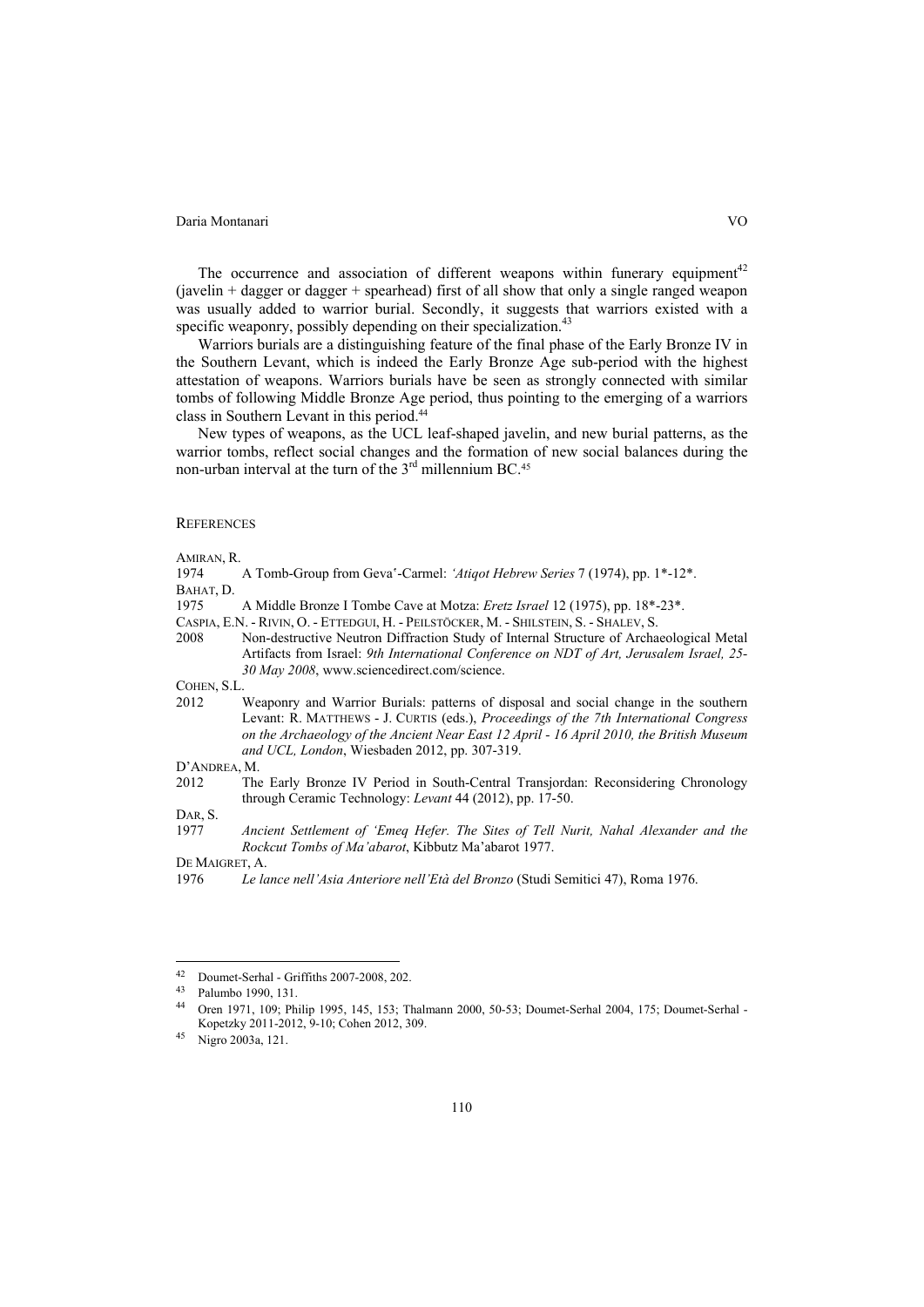The occurrence and association of different weapons within funerary equipment[42] (javelin + dagger or dagger + spearhead) first of all show that only a single ranged weapon was usually added to warrior burial. Secondly, it suggests that warriors existed with a specific weaponry, possibly depending on their specialization.[43]

Warriors burials are a distinguishing feature of the final phase of the Early Bronze IV in the Southern Levant, which is indeed the Early Bronze Age sub-period with the highest attestation of weapons. Warriors burials have be seen as strongly connected with similar tombs of following Middle Bronze Age period, thus pointing to the emerging of a warriors class in Southern Levant in this period.[44]

New types of weapons, as the UCL leaf-shaped javelin, and new burial patterns, as the warrior tombs, reflect social changes and the formation of new social balances during the non-urban interval at the turn of the 3[rd] millennium BC.[45]

## REFERENCES

AMIRAN, R.
1974 A Tomb-Group from Geva'-Carmel: *'Atiqot Hebrew Series* 7 (1974), pp. 1*-12*.

BAHAT, D.
1975 A Middle Bronze I Tombe Cave at Motza: *Eretz Israel* 12 (1975), pp. 18*-23*.

CASPIA, E.N. - RIVIN, O. - ETTEDGUI, H. - PEILSTÖCKER, M. - SHILSTEIN, S. - SHALEV, S.
2008 Non-destructive Neutron Diffraction Study of Internal Structure of Archaeological Metal Artifacts from Israel: *9th International Conference on NDT of Art, Jerusalem Israel, 25-30 May 2008*, www.sciencedirect.com/science.

COHEN, S.L.
2012 Weaponry and Warrior Burials: patterns of disposal and social change in the southern Levant: R. MATTHEWS - J. CURTIS (eds.), *Proceedings of the 7th International Congress on the Archaeology of the Ancient Near East 12 April - 16 April 2010, the British Museum and UCL, London*, Wiesbaden 2012, pp. 307-319.

D'ANDREA, M.
2012 The Early Bronze IV Period in South-Central Transjordan: Reconsidering Chronology through Ceramic Technology: *Levant* 44 (2012), pp. 17-50.

DAR, S.
1977 *Ancient Settlement of 'Emeq Hefer. The Sites of Tell Nurit, Nahal Alexander and the Rockcut Tombs of Ma'abarot*, Kibbutz Ma'abarot 1977.

DE MAIGRET, A.
1976 *Le lance nell'Asia Anteriore nell'Età del Bronzo* (Studi Semitici 47), Roma 1976.

---

42 Doumet-Serhal - Griffiths 2007-2008, 202.

43 Palumbo 1990, 131.

44 Oren 1971, 109; Philip 1995, 145, 153; Thalmann 2000, 50-53; Doumet-Serhal 2004, 175; Doumet-Serhal - Kopetzky 2011-2012, 9-10; Cohen 2012, 309.

45 Nigro 2003a, 121.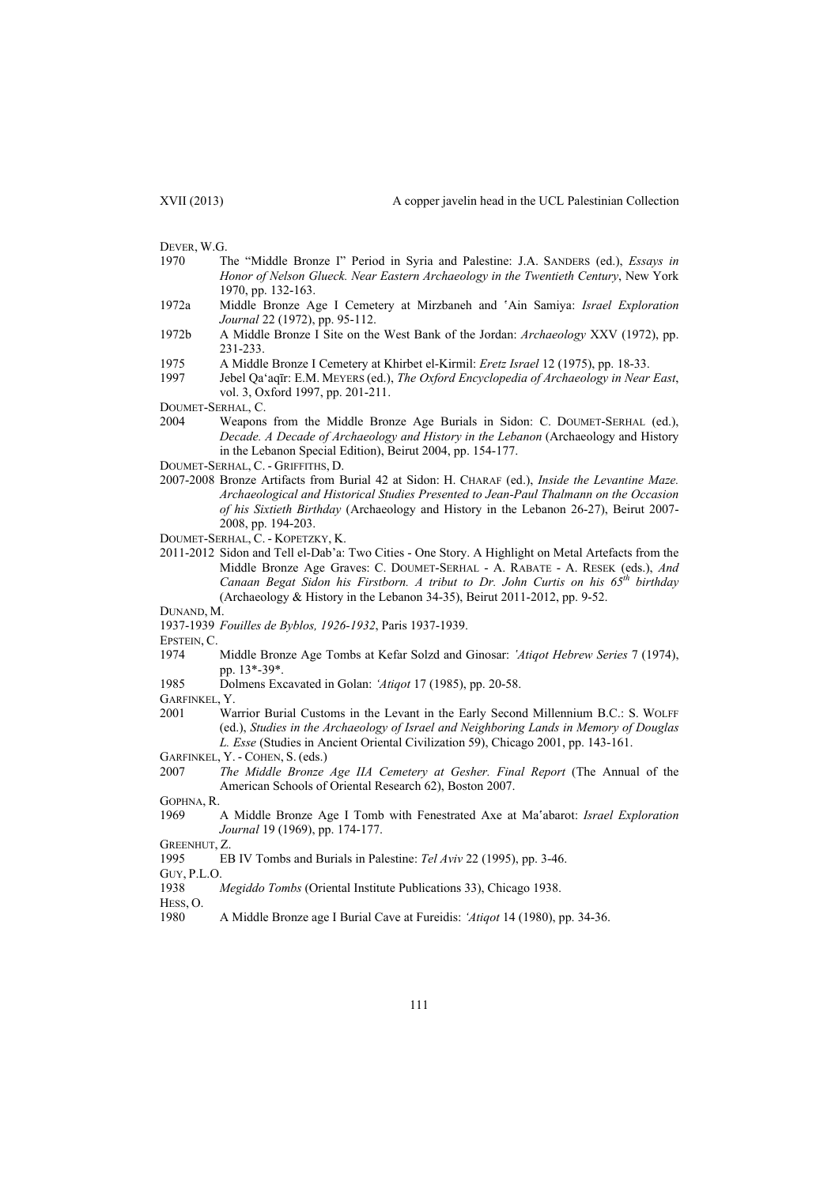DEVER, W.G.

1970 The "Middle Bronze I" Period in Syria and Palestine: J.A. SANDERS (ed.), *Essays in Honor of Nelson Glueck. Near Eastern Archaeology in the Twentieth Century*, New York 1970, pp. 132-163.

1972a Middle Bronze Age I Cemetery at Mirzbaneh and ʽAin Samiya: *Israel Exploration Journal* 22 (1972), pp. 95-112.

1972b A Middle Bronze I Site on the West Bank of the Jordan: *Archaeology* XXV (1972), pp. 231-233.

1975 A Middle Bronze I Cemetery at Khirbet el-Kirmil: *Eretz Israel* 12 (1975), pp. 18-33.

1997 Jebel Qaʽaqīr: E.M. MEYERS (ed.), *The Oxford Encyclopedia of Archaeology in Near East*, vol. 3, Oxford 1997, pp. 201-211.

DOUMET-SERHAL, C.

2004 Weapons from the Middle Bronze Age Burials in Sidon: C. DOUMET-SERHAL (ed.), *Decade. A Decade of Archaeology and History in the Lebanon* (Archaeology and History in the Lebanon Special Edition), Beirut 2004, pp. 154-177.

DOUMET-SERHAL, C. - GRIFFITHS, D.

2007-2008 Bronze Artifacts from Burial 42 at Sidon: H. CHARAF (ed.), *Inside the Levantine Maze. Archaeological and Historical Studies Presented to Jean-Paul Thalmann on the Occasion of his Sixtieth Birthday* (Archaeology and History in the Lebanon 26-27), Beirut 2007-2008, pp. 194-203.

DOUMET-SERHAL, C. - KOPETZKY, K.

2011-2012 Sidon and Tell el-Dab'a: Two Cities - One Story. A Highlight on Metal Artefacts from the Middle Bronze Age Graves: C. DOUMET-SERHAL - A. RABATE - A. RESEK (eds.), *And Canaan Begat Sidon his Firstborn. A tribut to Dr. John Curtis on his 65th birthday* (Archaeology & History in the Lebanon 34-35), Beirut 2011-2012, pp. 9-52.

DUNAND, M.

1937-1939 *Fouilles de Byblos, 1926-1932*, Paris 1937-1939.

EPSTEIN, C.

1974 Middle Bronze Age Tombs at Kefar Solzd and Ginosar: *'Atiqot Hebrew Series* 7 (1974), pp. 13*-39*.

1985 Dolmens Excavated in Golan: *'Atiqot* 17 (1985), pp. 20-58.

GARFINKEL, Y.

2001 Warrior Burial Customs in the Levant in the Early Second Millennium B.C.: S. WOLFF (ed.), *Studies in the Archaeology of Israel and Neighboring Lands in Memory of Douglas L. Esse* (Studies in Ancient Oriental Civilization 59), Chicago 2001, pp. 143-161.

GARFINKEL, Y. - COHEN, S. (eds.)

2007 *The Middle Bronze Age IIA Cemetery at Gesher. Final Report* (The Annual of the American Schools of Oriental Research 62), Boston 2007.

GOPHNA, R.

1969 A Middle Bronze Age I Tomb with Fenestrated Axe at Maʽabarot: *Israel Exploration Journal* 19 (1969), pp. 174-177.

GREENHUT, Z.

1995 EB IV Tombs and Burials in Palestine: *Tel Aviv* 22 (1995), pp. 3-46.

GUY, P.L.O.

1938 *Megiddo Tombs* (Oriental Institute Publications 33), Chicago 1938.

HESS, O.

1980 A Middle Bronze age I Burial Cave at Fureidis: *'Atiqot* 14 (1980), pp. 34-36.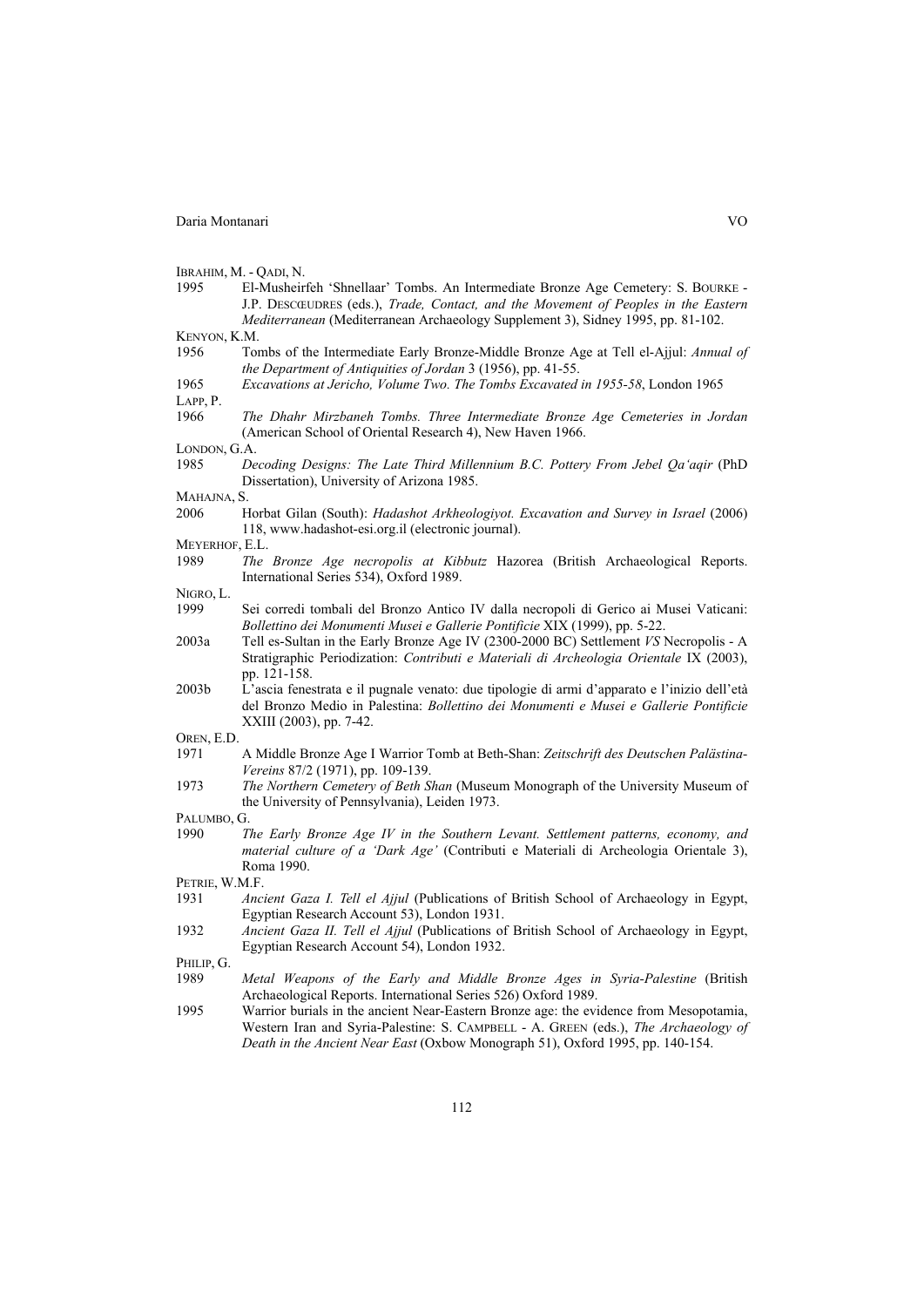IBRAHIM, M. - QADI, N.

1995 El-Musheirfeh 'Shnellaar' Tombs. An Intermediate Bronze Age Cemetery: S. BOURKE - J.P. DESCŒUDRES (eds.), *Trade, Contact, and the Movement of Peoples in the Eastern Mediterranean* (Mediterranean Archaeology Supplement 3), Sidney 1995, pp. 81-102.

KENYON, K.M.

1956 Tombs of the Intermediate Early Bronze-Middle Bronze Age at Tell el-Ajjul: *Annual of the Department of Antiquities of Jordan* 3 (1956), pp. 41-55.

1965 *Excavations at Jericho, Volume Two. The Tombs Excavated in 1955-58*, London 1965

LAPP, P.

1966 *The Dhahr Mirzbaneh Tombs. Three Intermediate Bronze Age Cemeteries in Jordan* (American School of Oriental Research 4), New Haven 1966.

LONDON, G.A.

1985 *Decoding Designs: The Late Third Millennium B.C. Pottery From Jebel Qa'aqir* (PhD Dissertation), University of Arizona 1985.

MAHAJNA, S.

2006 Horbat Gilan (South): *Hadashot Arkheologiyot. Excavation and Survey in Israel* (2006) 118, www.hadashot-esi.org.il (electronic journal).

MEYERHOF, E.L.

1989 *The Bronze Age necropolis at Kibbutz* Hazorea (British Archaeological Reports. International Series 534), Oxford 1989.

NIGRO, L.

1999 Sei corredi tombali del Bronzo Antico IV dalla necropoli di Gerico ai Musei Vaticani: *Bollettino dei Monumenti Musei e Gallerie Pontificie* XIX (1999), pp. 5-22.

2003a Tell es-Sultan in the Early Bronze Age IV (2300-2000 BC) Settlement *VS* Necropolis - A Stratigraphic Periodization: *Contributi e Materiali di Archeologia Orientale* IX (2003), pp. 121-158.

2003b L'ascia fenestrata e il pugnale venato: due tipologie di armi d'apparato e l'inizio dell'età del Bronzo Medio in Palestina: *Bollettino dei Monumenti e Musei e Gallerie Pontificie* XXIII (2003), pp. 7-42.

OREN, E.D.

1971 A Middle Bronze Age I Warrior Tomb at Beth-Shan: *Zeitschrift des Deutschen Palästina-Vereins* 87/2 (1971), pp. 109-139.

1973 *The Northern Cemetery of Beth Shan* (Museum Monograph of the University Museum of the University of Pennsylvania), Leiden 1973.

PALUMBO, G.

1990 *The Early Bronze Age IV in the Southern Levant. Settlement patterns, economy, and material culture of a 'Dark Age'* (Contributi e Materiali di Archeologia Orientale 3), Roma 1990.

PETRIE, W.M.F.

1931 *Ancient Gaza I. Tell el Ajjul* (Publications of British School of Archaeology in Egypt, Egyptian Research Account 53), London 1931.

1932 *Ancient Gaza II. Tell el Ajjul* (Publications of British School of Archaeology in Egypt, Egyptian Research Account 54), London 1932.

PHILIP, G.

1989 *Metal Weapons of the Early and Middle Bronze Ages in Syria-Palestine* (British Archaeological Reports. International Series 526) Oxford 1989.

1995 Warrior burials in the ancient Near-Eastern Bronze age: the evidence from Mesopotamia, Western Iran and Syria-Palestine: S. CAMPBELL - A. GREEN (eds.), *The Archaeology of Death in the Ancient Near East* (Oxbow Monograph 51), Oxford 1995, pp. 140-154.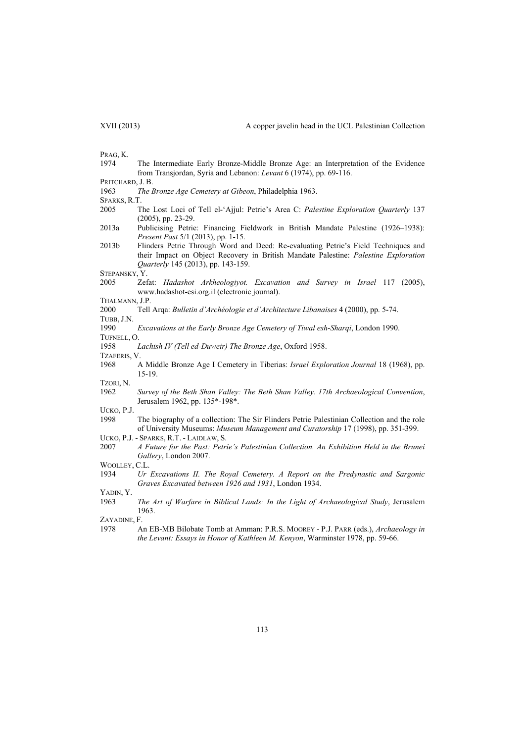PRAG, K.

1974 The Intermediate Early Bronze-Middle Bronze Age: an Interpretation of the Evidence from Transjordan, Syria and Lebanon: *Levant* 6 (1974), pp. 69-116.

PRITCHARD, J. B.

1963 *The Bronze Age Cemetery at Gibeon*, Philadelphia 1963.

SPARKS, R.T.

2005 The Lost Loci of Tell el-'Ajjul: Petrie's Area C: *Palestine Exploration Quarterly* 137 (2005), pp. 23-29.

2013a Publicising Petrie: Financing Fieldwork in British Mandate Palestine (1926–1938): *Present Past* 5/1 (2013), pp. 1-15.

2013b Flinders Petrie Through Word and Deed: Re-evaluating Petrie's Field Techniques and their Impact on Object Recovery in British Mandate Palestine: *Palestine Exploration Quarterly* 145 (2013), pp. 143-159.

STEPANSKY, Y.

2005 Zefat: *Hadashot Arkheologiyot. Excavation and Survey in Israel* 117 (2005), www.hadashot-esi.org.il (electronic journal).

THALMANN, J.P.

2000 Tell Arqa: *Bulletin d'Archéologie et d'Architecture Libanaises* 4 (2000), pp. 5-74.

TUBB, J.N.

1990 *Excavations at the Early Bronze Age Cemetery of Tiwal esh-Sharqi*, London 1990.

TUFNELL, O.

1958 *Lachish IV (Tell ed-Duweir) The Bronze Age*, Oxford 1958.

TZAFERIS, V.

1968 A Middle Bronze Age I Cemetery in Tiberias: *Israel Exploration Journal* 18 (1968), pp. 15-19.

TZORI, N.

1962 *Survey of the Beth Shan Valley: The Beth Shan Valley. 17th Archaeological Convention*, Jerusalem 1962, pp. 135*-198*.

UCKO, P.J.

1998 The biography of a collection: The Sir Flinders Petrie Palestinian Collection and the role of University Museums: *Museum Management and Curatorship* 17 (1998), pp. 351-399.

UCKO, P.J. - SPARKS, R.T. - LAIDLAW, S.

2007 *A Future for the Past: Petrie's Palestinian Collection. An Exhibition Held in the Brunei Gallery*, London 2007.

WOOLLEY, C.L.

1934 *Ur Excavations II. The Royal Cemetery. A Report on the Predynastic and Sargonic Graves Excavated between 1926 and 1931*, London 1934.

YADIN, Y.

1963 *The Art of Warfare in Biblical Lands: In the Light of Archaeological Study*, Jerusalem 1963.

ZAYADINE, F.

1978 An EB-MB Bilobate Tomb at Amman: P.R.S. MOOREY - P.J. PARR (eds.), *Archaeology in the Levant: Essays in Honor of Kathleen M. Kenyon*, Warminster 1978, pp. 59-66.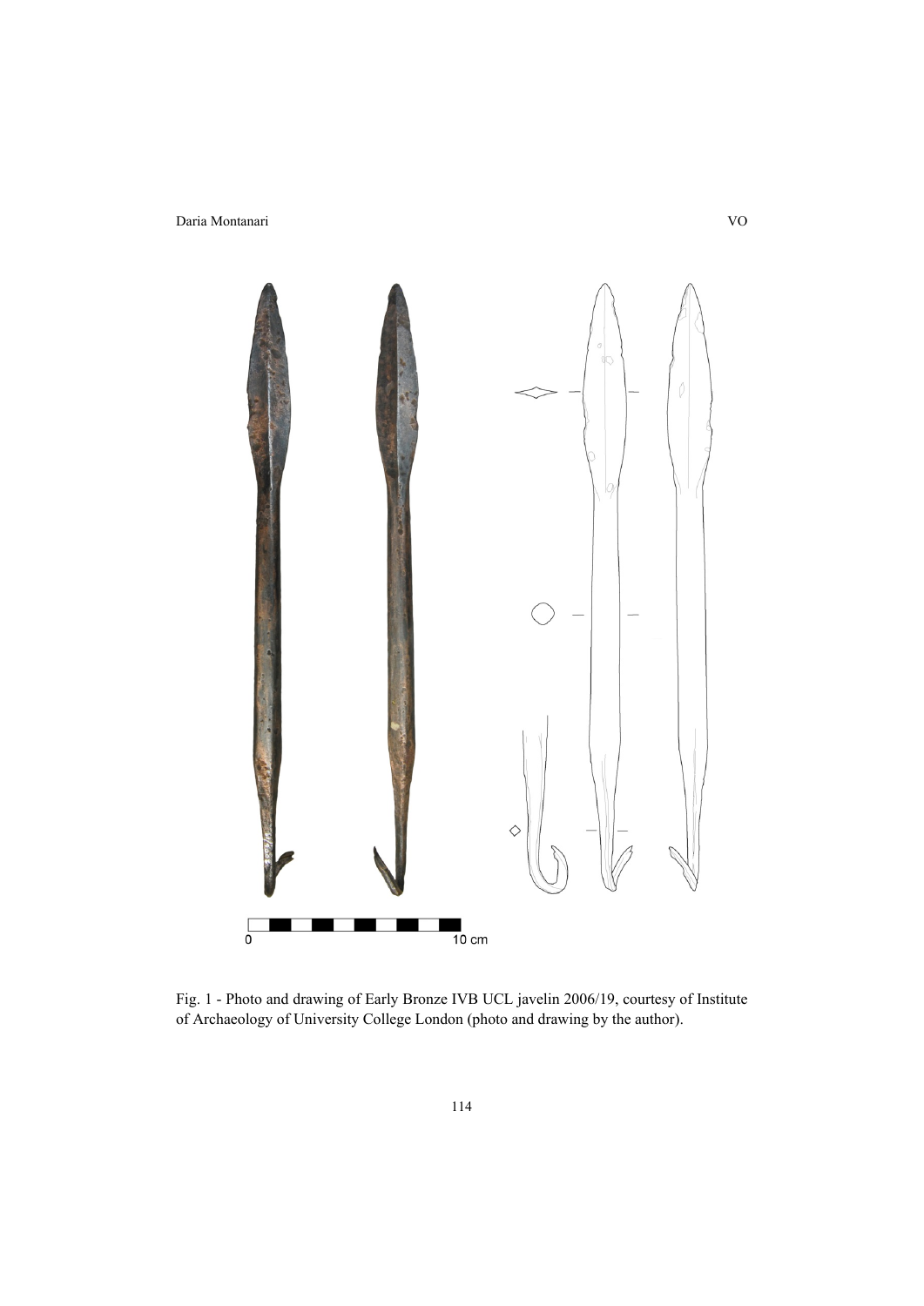Fig. 1 - Photo and drawing of Early Bronze IVB UCL javelin 2006/19, courtesy of Institute of Archaeology of University College London (photo and drawing by the author).